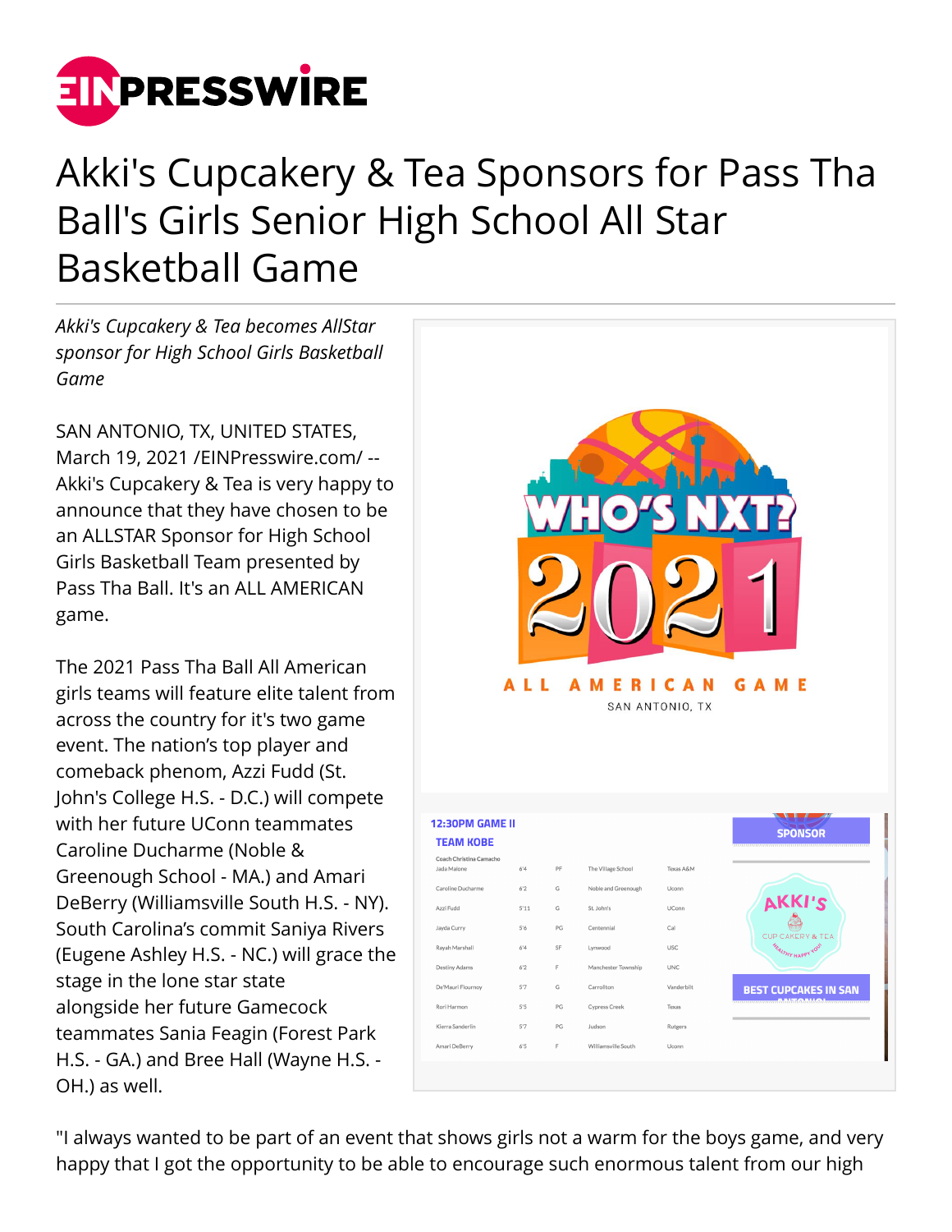# Akki's Cupcakery & Tea Sponsors for Pass Tha Ball's Girls Senior High School All Star Basketball Game

*Akki's Cupcakery & Tea becomes AllStar sponsor for High School Girls Basketball Game*

SAN ANTONIO, TX, UNITED STATES, March 19, 2021 /EINPresswire.com/ -- Akki's Cupcakery & Tea is very happy to announce that they have chosen to be an ALLSTAR Sponsor for High School Girls Basketball Team presented by Pass Tha Ball. It's an ALL AMERICAN game.

The 2021 Pass Tha Ball All American girls teams will feature elite talent from across the country for it's two game event. The nation's top player and comeback phenom, Azzi Fudd (St. John's College H.S. - D.C.) will compete with her future UConn teammates Caroline Ducharme (Noble & Greenough School - MA.) and Amari DeBerry (Williamsville South H.S. - NY). South Carolina's commit Saniya Rivers (Eugene Ashley H.S. - NC.) will grace the stage in the lone star state alongside her future Gamecock teammates Sania Feagin (Forest Park H.S. - GA.) and Bree Hall (Wayne H.S. - OH.) as well.

"I always wanted to be part of an event that shows girls not a warm for the boys game, and very happy that I got the opportunity to be able to encourage such enormous talent from our high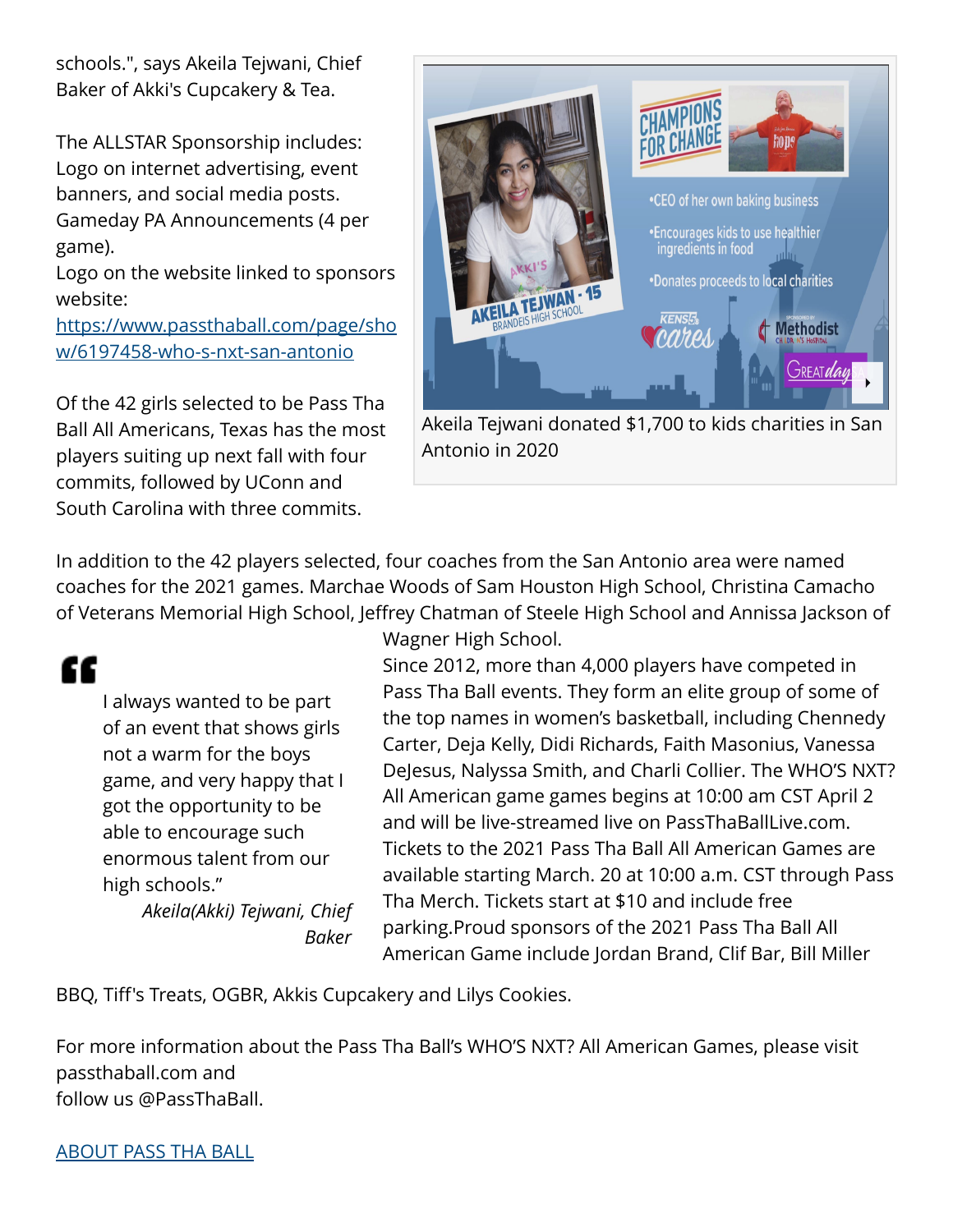schools.", says Akeila Tejwani, Chief Baker of Akki's Cupcakery & Tea.

The ALLSTAR Sponsorship includes:
Logo on internet advertising, event banners, and social media posts.
Gameday PA Announcements (4 per game).
Logo on the website linked to sponsors website:
[https://www.passthaball.com/page/show/6197458-who-s-nxt-san-antonio](https://www.passthaball.com/page/show/6197458-who-s-nxt-san-antonio)

Akeila Tejwani donated $1,700 to kids charities in San Antonio in 2020

Of the 42 girls selected to be Pass Tha Ball All Americans, Texas has the most players suiting up next fall with four commits, followed by UConn and South Carolina with three commits.

In addition to the 42 players selected, four coaches from the San Antonio area were named coaches for the 2021 games. Marchae Woods of Sam Houston High School, Christina Camacho of Veterans Memorial High School, Jeffrey Chatman of Steele High School and Annissa Jackson of Wagner High School.

> I always wanted to be part of an event that shows girls not a warm for the boys game, and very happy that I got the opportunity to be able to encourage such enormous talent from our high schools."
>
> *Akeila(Akki) Tejwani, Chief Baker*

Since 2012, more than 4,000 players have competed in Pass Tha Ball events. They form an elite group of some of the top names in women's basketball, including Chennedy Carter, Deja Kelly, Didi Richards, Faith Masonius, Vanessa DeJesus, Nalyssa Smith, and Charli Collier. The WHO'S NXT? All American game games begins at 10:00 am CST April 2 and will be live-streamed live on PassThaBallLive.com. Tickets to the 2021 Pass Tha Ball All American Games are available starting March. 20 at 10:00 a.m. CST through Pass Tha Merch. Tickets start at $10 and include free parking.Proud sponsors of the 2021 Pass Tha Ball All American Game include Jordan Brand, Clif Bar, Bill Miller BBQ, Tiff's Treats, OGBR, Akkis Cupcakery and Lilys Cookies.

For more information about the Pass Tha Ball's WHO'S NXT? All American Games, please visit passthaball.com and
follow us @PassThaBall.

[ABOUT PASS THA BALL]()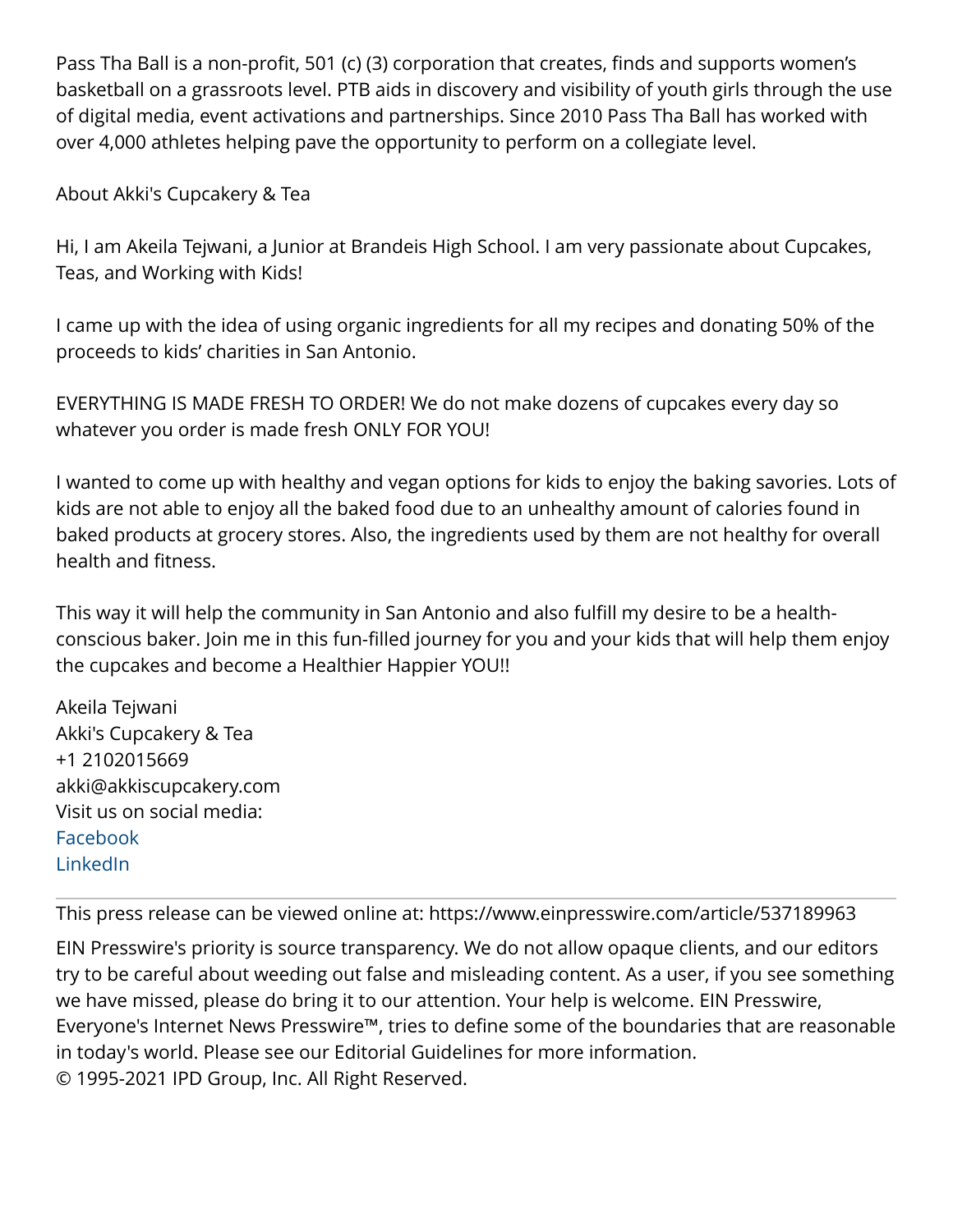Pass Tha Ball is a non-profit, 501 (c) (3) corporation that creates, finds and supports women's basketball on a grassroots level. PTB aids in discovery and visibility of youth girls through the use of digital media, event activations and partnerships. Since 2010 Pass Tha Ball has worked with over 4,000 athletes helping pave the opportunity to perform on a collegiate level.

About Akki's Cupcakery & Tea

Hi, I am Akeila Tejwani, a Junior at Brandeis High School. I am very passionate about Cupcakes, Teas, and Working with Kids!

I came up with the idea of using organic ingredients for all my recipes and donating 50% of the proceeds to kids' charities in San Antonio.

EVERYTHING IS MADE FRESH TO ORDER! We do not make dozens of cupcakes every day so whatever you order is made fresh ONLY FOR YOU!

I wanted to come up with healthy and vegan options for kids to enjoy the baking savories. Lots of kids are not able to enjoy all the baked food due to an unhealthy amount of calories found in baked products at grocery stores. Also, the ingredients used by them are not healthy for overall health and fitness.

This way it will help the community in San Antonio and also fulfill my desire to be a health-conscious baker. Join me in this fun-filled journey for you and your kids that will help them enjoy the cupcakes and become a Healthier Happier YOU!!

Akeila Tejwani  
Akki's Cupcakery & Tea  
+1 2102015669  
akki@akkiscupcakery.com  
Visit us on social media:  
Facebook  
LinkedIn

---

This press release can be viewed online at: https://www.einpresswire.com/article/537189963

EIN Presswire's priority is source transparency. We do not allow opaque clients, and our editors try to be careful about weeding out false and misleading content. As a user, if you see something we have missed, please do bring it to our attention. Your help is welcome. EIN Presswire, Everyone's Internet News Presswire™, tries to define some of the boundaries that are reasonable in today's world. Please see our Editorial Guidelines for more information.  
© 1995-2021 IPD Group, Inc. All Right Reserved.